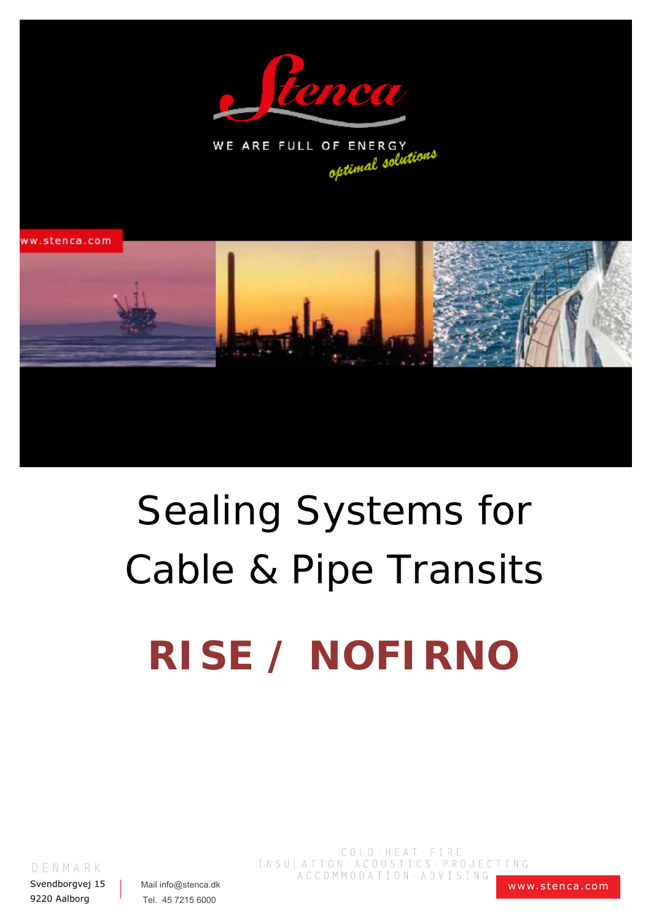Stenca

WE ARE FULL OF ENERGY

*optimal solutions*

ww.stenca.com

# Sealing Systems for Cable & Pipe Transits

## RISE / NOFIRNO

DENMARK

Svendborgvej 15
9220 Aalborg

Mail info@stenca.dk
Tel. 45 7215 6000

COLD · HEAT · FIRE
INSULATION · ACOUSTICS · PROJECTING
ACCOMMODATION · ADVISING

www.stenca.com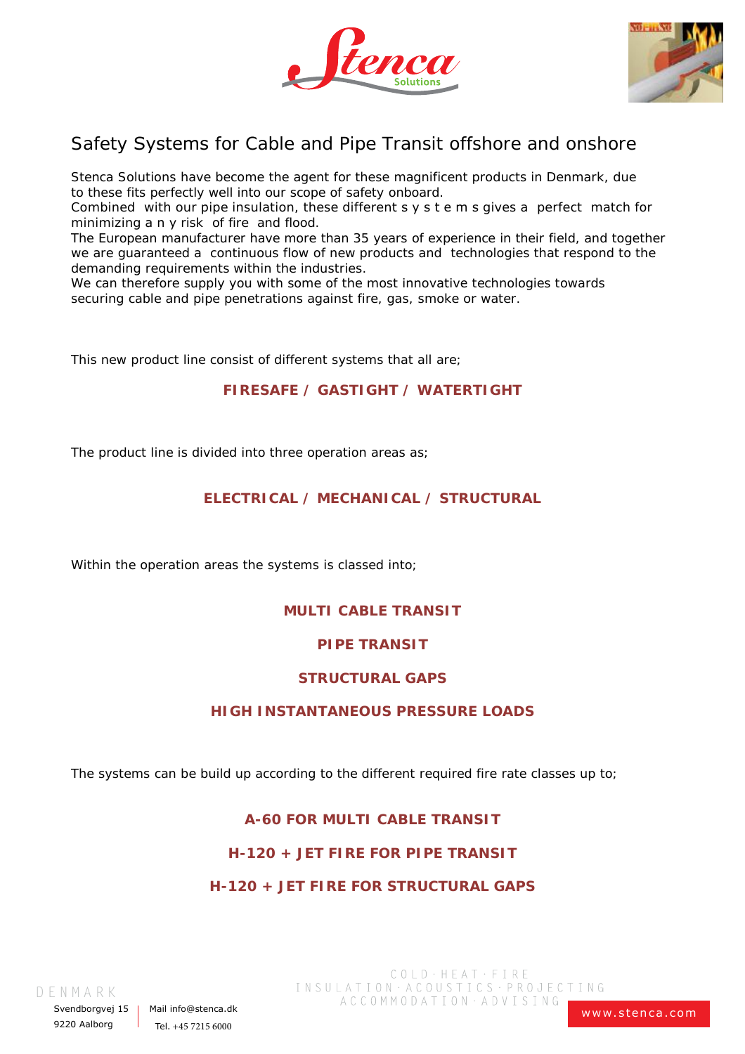# Safety Systems for Cable and Pipe Transit offshore and onshore

Stenca Solutions have become the agent for these magnificent products in Denmark, due to these fits perfectly well into our scope of safety onboard.
Combined with our pipe insulation, these different systems gives a perfect match for minimizing any risk of fire and flood.
The European manufacturer have more than 35 years of experience in their field, and together we are guaranteed a continuous flow of new products and technologies that respond to the demanding requirements within the industries.
We can therefore supply you with some of the most innovative technologies towards securing cable and pipe penetrations against fire, gas, smoke or water.

This new product line consist of different systems that all are;

**FIRESAFE / GASTIGHT / WATERTIGHT**

The product line is divided into three operation areas as;

**ELECTRICAL / MECHANICAL / STRUCTURAL**

Within the operation areas the systems is classed into;

**MULTI CABLE TRANSIT**

**PIPE TRANSIT**

**STRUCTURAL GAPS**

**HIGH INSTANTANEOUS PRESSURE LOADS**

The systems can be build up according to the different required fire rate classes up to;

**A-60 FOR MULTI CABLE TRANSIT**

**H-120 + JET FIRE FOR PIPE TRANSIT**

**H-120 + JET FIRE FOR STRUCTURAL GAPS**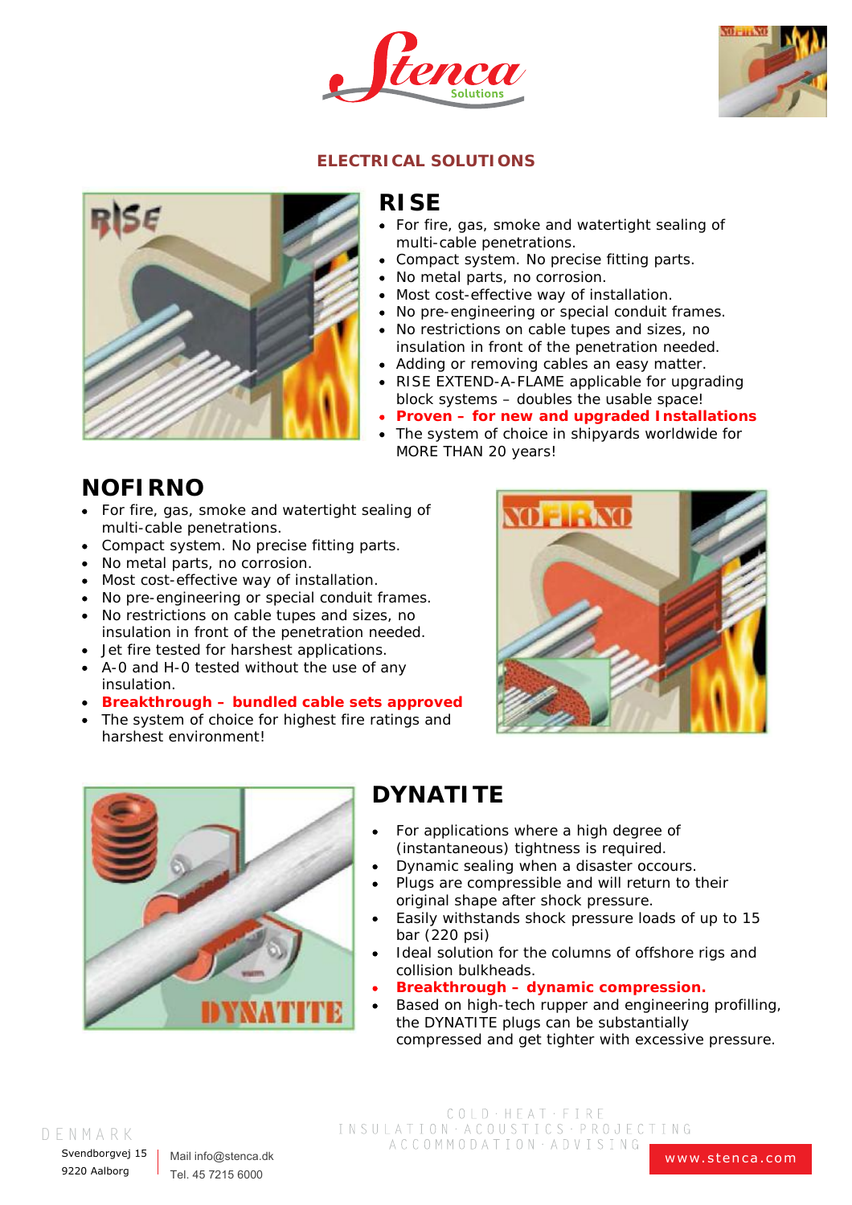## ELECTRICAL SOLUTIONS

## RISE

- For fire, gas, smoke and watertight sealing of multi-cable penetrations.
- Compact system. No precise fitting parts.
- No metal parts, no corrosion.
- Most cost-effective way of installation.
- No pre-engineering or special conduit frames.
- No restrictions on cable tupes and sizes, no insulation in front of the penetration needed.
- Adding or removing cables an easy matter.
- RISE EXTEND-A-FLAME applicable for upgrading block systems – doubles the usable space!
- **Proven – for new and upgraded Installations**
- The system of choice in shipyards worldwide for MORE THAN 20 years!

## NOFIRNO

- For fire, gas, smoke and watertight sealing of multi-cable penetrations.
- Compact system. No precise fitting parts.
- No metal parts, no corrosion.
- Most cost-effective way of installation.
- No pre-engineering or special conduit frames.
- No restrictions on cable tupes and sizes, no insulation in front of the penetration needed.
- Jet fire tested for harshest applications.
- A-0 and H-0 tested without the use of any insulation.
- **Breakthrough – bundled cable sets approved**
- The system of choice for highest fire ratings and harshest environment!

## DYNATITE

- For applications where a high degree of (instantaneous) tightness is required.
- Dynamic sealing when a disaster occours.
- Plugs are compressible and will return to their original shape after shock pressure.
- Easily withstands shock pressure loads of up to 15 bar (220 psi)
- Ideal solution for the columns of offshore rigs and collision bulkheads.
- **Breakthrough – dynamic compression.**
- Based on high-tech rupper and engineering profilling, the DYNATITE plugs can be substantially compressed and get tighter with excessive pressure.

DENMARK
Svendborgvej 15
9220 Aalborg

Mail info@stenca.dk
Tel. 45 7215 6000

COLD · HEAT · FIRE
INSULATION · ACOUSTICS · PROJECTING
ACCOMMODATION · ADVISING

www.stenca.com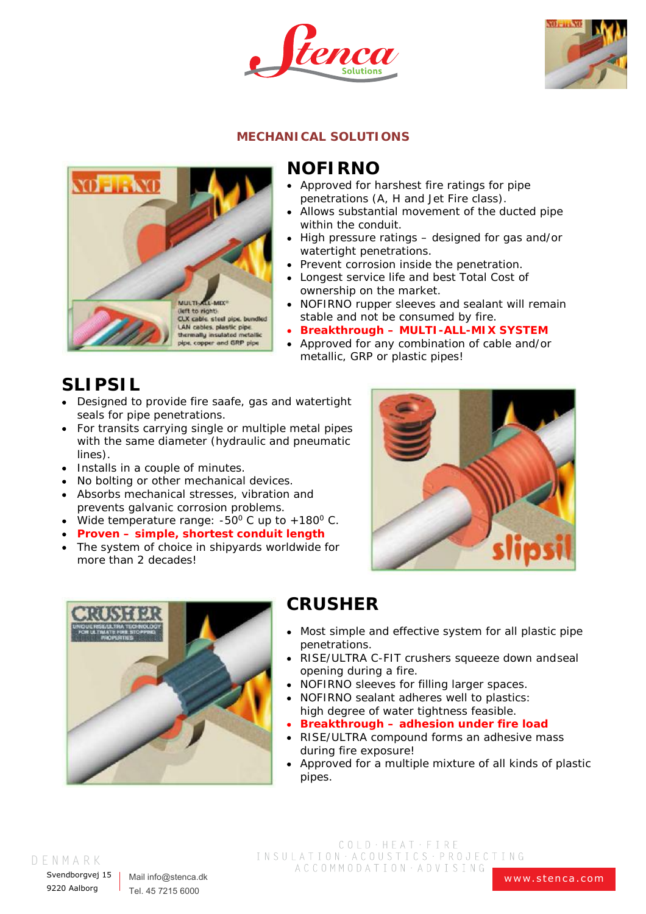## MECHANICAL SOLUTIONS

## NOFIRNO

- Approved for harshest fire ratings for pipe penetrations (A, H and Jet Fire class).
- Allows substantial movement of the ducted pipe within the conduit.
- High pressure ratings – designed for gas and/or watertight penetrations.
- Prevent corrosion inside the penetration.
- Longest service life and best Total Cost of ownership on the market.
- NOFIRNO rupper sleeves and sealant will remain stable and not be consumed by fire.
- **Breakthrough – MULTI-ALL-MIX SYSTEM**
- Approved for any combination of cable and/or metallic, GRP or plastic pipes!

## SLIPSIL

- Designed to provide fire saafe, gas and watertight seals for pipe penetrations.
- For transits carrying single or multiple metal pipes with the same diameter (hydraulic and pneumatic lines).
- Installs in a couple of minutes.
- No bolting or other mechanical devices.
- Absorbs mechanical stresses, vibration and prevents galvanic corrosion problems.
- Wide temperature range: -50$^{0}$ C up to +180$^{0}$ C.
- **Proven – simple, shortest conduit length**
- The system of choice in shipyards worldwide for more than 2 decades!

## CRUSHER

- Most simple and effective system for all plastic pipe penetrations.
- RISE/ULTRA C-FIT crushers squeeze down andseal opening during a fire.
- NOFIRNO sleeves for filling larger spaces.
- NOFIRNO sealant adheres well to plastics: high degree of water tightness feasible.
- **Breakthrough – adhesion under fire load**
- RISE/ULTRA compound forms an adhesive mass during fire exposure!
- Approved for a multiple mixture of all kinds of plastic pipes.

COLD · HEAT · FIRE
INSULATION · ACOUSTICS · PROJECTING
ACCOMMODATION · ADVISING

DENMARK
Svendborgvej 15
9220 Aalborg

Mail info@stenca.dk
Tel. 45 7215 6000

www.stenca.com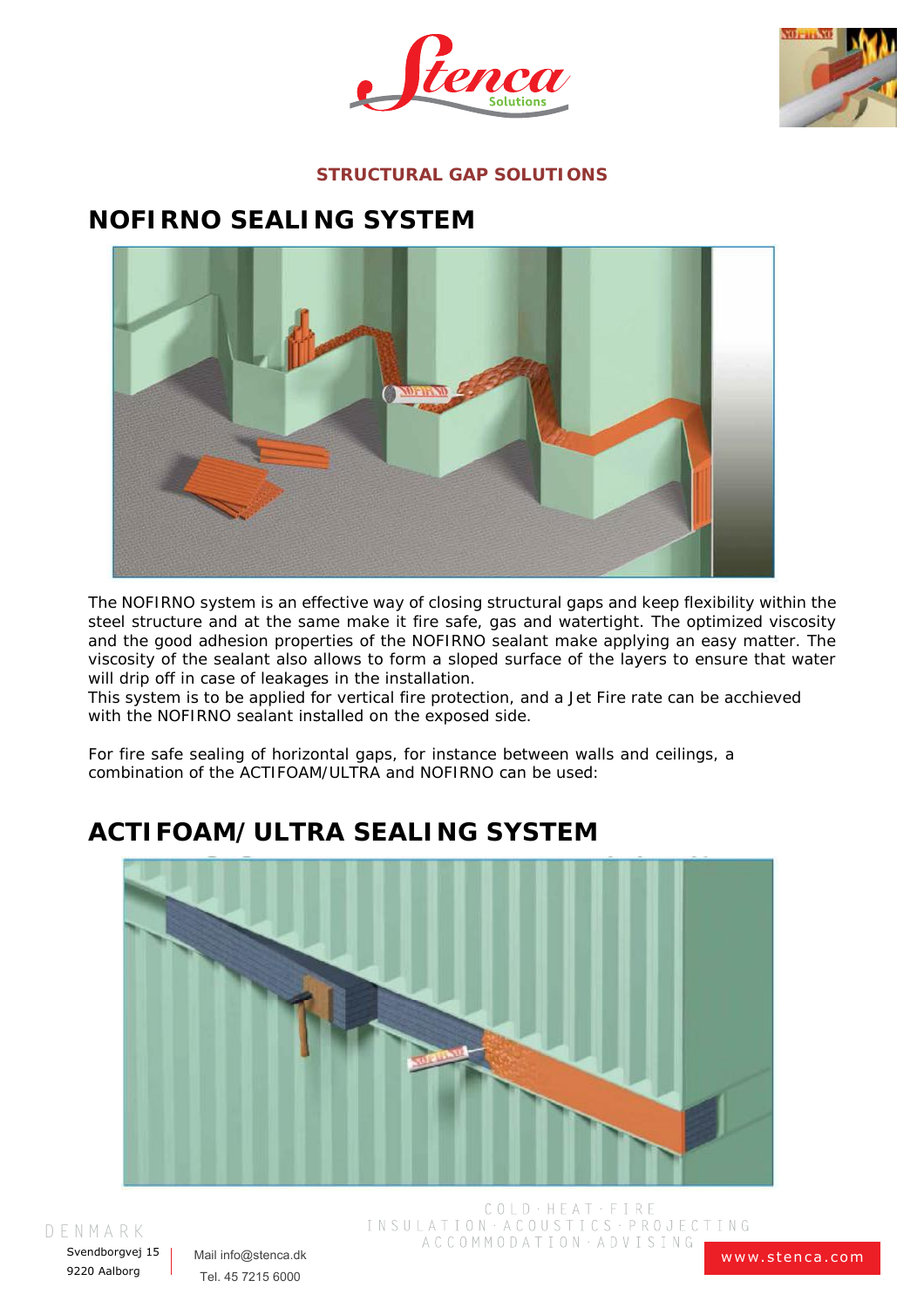STRUCTURAL GAP SOLUTIONS

## NOFIRNO SEALING SYSTEM

The NOFIRNO system is an effective way of closing structural gaps and keep flexibility within the steel structure and at the same make it fire safe, gas and watertight. The optimized viscosity and the good adhesion properties of the NOFIRNO sealant make applying an easy matter. The viscosity of the sealant also allows to form a sloped surface of the layers to ensure that water will drip off in case of leakages in the installation.
This system is to be applied for vertical fire protection, and a Jet Fire rate can be acchieved with the NOFIRNO sealant installed on the exposed side.

For fire safe sealing of horizontal gaps, for instance between walls and ceilings, a combination of the ACTIFOAM/ULTRA and NOFIRNO can be used:

## ACTIFOAM/ULTRA SEALING SYSTEM

DENMARK
Svendborgvej 15
9220 Aalborg

Mail info@stenca.dk
Tel. 45 7215 6000

COLD · HEAT · FIRE
INSULATION · ACOUSTICS · PROJECTING
ACCOMMODATION · ADVISING

www.stenca.com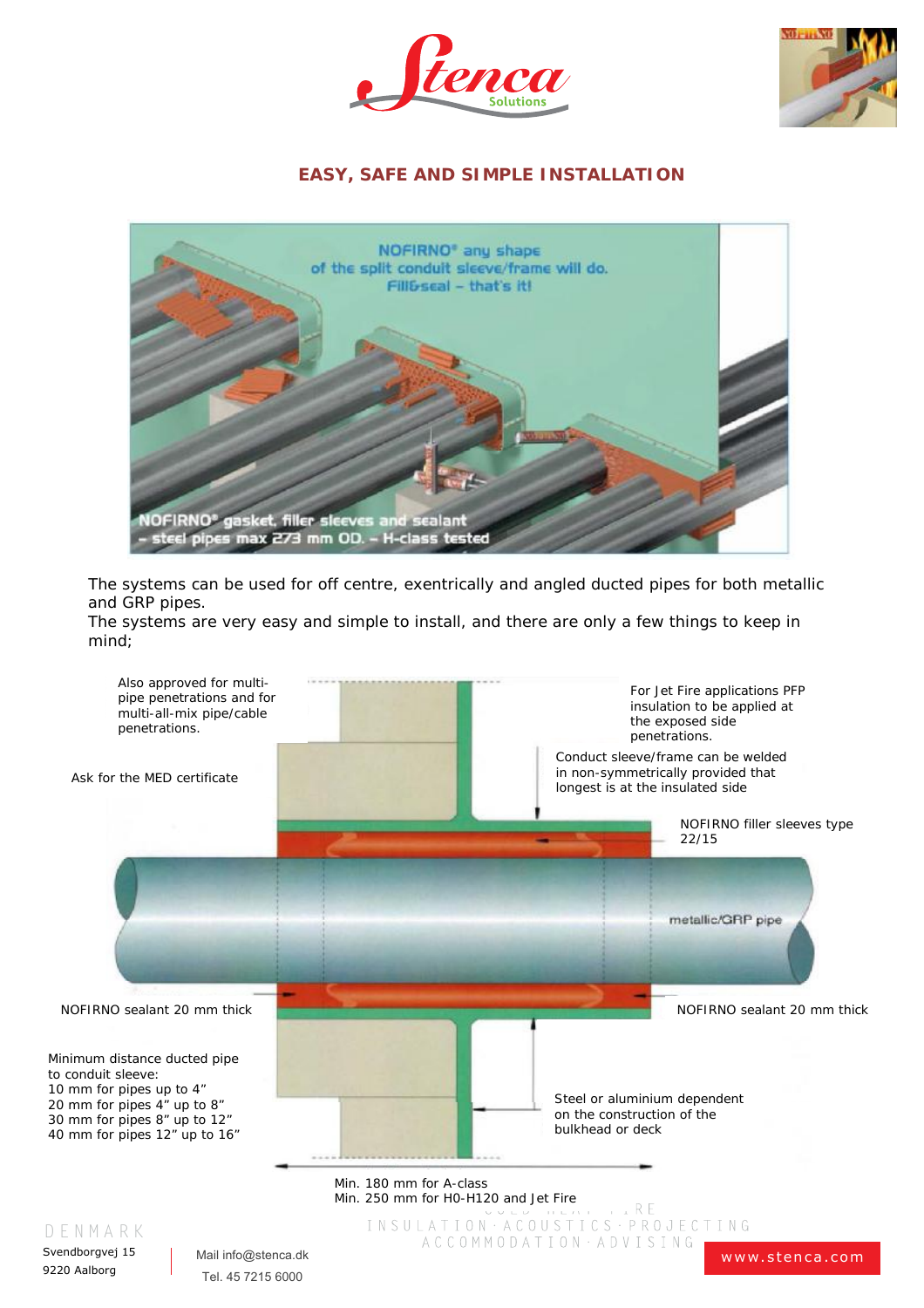## EASY, SAFE AND SIMPLE INSTALLATION

NOFIRNO® any shape of the split conduit sleeve/frame will do. Fill&seal – that's it!

NOFIRNO® gasket, filler sleeves and sealant – steel pipes max 273 mm OD. – H-class tested

The systems can be used for off centre, exentrically and angled ducted pipes for both metallic and GRP pipes.
The systems are very easy and simple to install, and there are only a few things to keep in mind;

Also approved for multi-pipe penetrations and for multi-all-mix pipe/cable penetrations.

Ask for the MED certificate

For Jet Fire applications PFP insulation to be applied at the exposed side penetrations.

Conduct sleeve/frame can be welded in non-symmetrically provided that longest is at the insulated side

NOFIRNO filler sleeves type 22/15

metallic/GRP pipe

NOFIRNO sealant 20 mm thick

NOFIRNO sealant 20 mm thick

Minimum distance ducted pipe to conduit sleeve:
10 mm for pipes up to 4"
20 mm for pipes 4" up to 8"
30 mm for pipes 8" up to 12"
40 mm for pipes 12" up to 16"

Steel or aluminium dependent on the construction of the bulkhead or deck

Min. 180 mm for A-class
Min. 250 mm for H0-H120 and Jet Fire

DENMARK
Svendborgvej 15
9220 Aalborg

Mail info@stenca.dk
Tel. 45 7215 6000

INSULATION · ACOUSTICS · PROJECTING
ACCOMMODATION · ADVISING

www.stenca.com